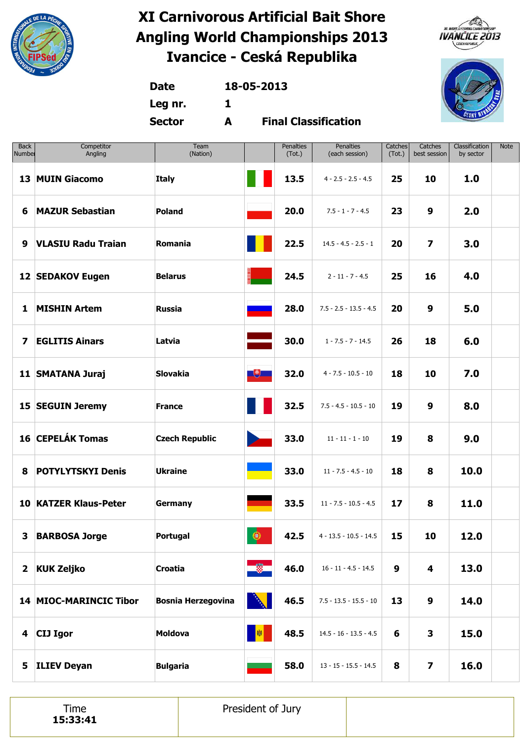# XI Carnivorous Artificial Bait Shore Angling World Championships 2013
# Ivancice - Ceská Republika

**Date** 18-05-2013

**Leg nr.** 1

**Sector** A **Final Classification**

| Back Number | Competitor Angling | Team (Nation) | | Penalties (Tot.) | Penalties (each session) | Catches (Tot.) | Catches best session | Classification by sector | Note |
|---|---|---|---|---|---|---|---|---|---|
| 13 | MUIN Giacomo | Italy | | 13.5 | 4 - 2.5 - 2.5 - 4.5 | 25 | 10 | 1.0 | |
| 6 | MAZUR Sebastian | Poland | | 20.0 | 7.5 - 1 - 7 - 4.5 | 23 | 9 | 2.0 | |
| 9 | VLASIU Radu Traian | Romania | | 22.5 | 14.5 - 4.5 - 2.5 - 1 | 20 | 7 | 3.0 | |
| 12 | SEDAKOV Eugen | Belarus | | 24.5 | 2 - 11 - 7 - 4.5 | 25 | 16 | 4.0 | |
| 1 | MISHIN Artem | Russia | | 28.0 | 7.5 - 2.5 - 13.5 - 4.5 | 20 | 9 | 5.0 | |
| 7 | EGLITIS Ainars | Latvia | | 30.0 | 1 - 7.5 - 7 - 14.5 | 26 | 18 | 6.0 | |
| 11 | SMATANA Juraj | Slovakia | | 32.0 | 4 - 7.5 - 10.5 - 10 | 18 | 10 | 7.0 | |
| 15 | SEGUIN Jeremy | France | | 32.5 | 7.5 - 4.5 - 10.5 - 10 | 19 | 9 | 8.0 | |
| 16 | CEPELÁK Tomas | Czech Republic | | 33.0 | 11 - 11 - 1 - 10 | 19 | 8 | 9.0 | |
| 8 | POTYLYTSKYI Denis | Ukraine | | 33.0 | 11 - 7.5 - 4.5 - 10 | 18 | 8 | 10.0 | |
| 10 | KATZER Klaus-Peter | Germany | | 33.5 | 11 - 7.5 - 10.5 - 4.5 | 17 | 8 | 11.0 | |
| 3 | BARBOSA Jorge | Portugal | | 42.5 | 4 - 13.5 - 10.5 - 14.5 | 15 | 10 | 12.0 | |
| 2 | KUK Zeljko | Croatia | | 46.0 | 16 - 11 - 4.5 - 14.5 | 9 | 4 | 13.0 | |
| 14 | MIOC-MARINCIC Tibor | Bosnia Herzegovina | | 46.5 | 7.5 - 13.5 - 15.5 - 10 | 13 | 9 | 14.0 | |
| 4 | CIJ Igor | Moldova | | 48.5 | 14.5 - 16 - 13.5 - 4.5 | 6 | 3 | 15.0 | |
| 5 | ILIEV Deyan | Bulgaria | | 58.0 | 13 - 15 - 15.5 - 14.5 | 8 | 7 | 16.0 | |

| Time **15:33:41** | President of Jury | |
|---|---|---|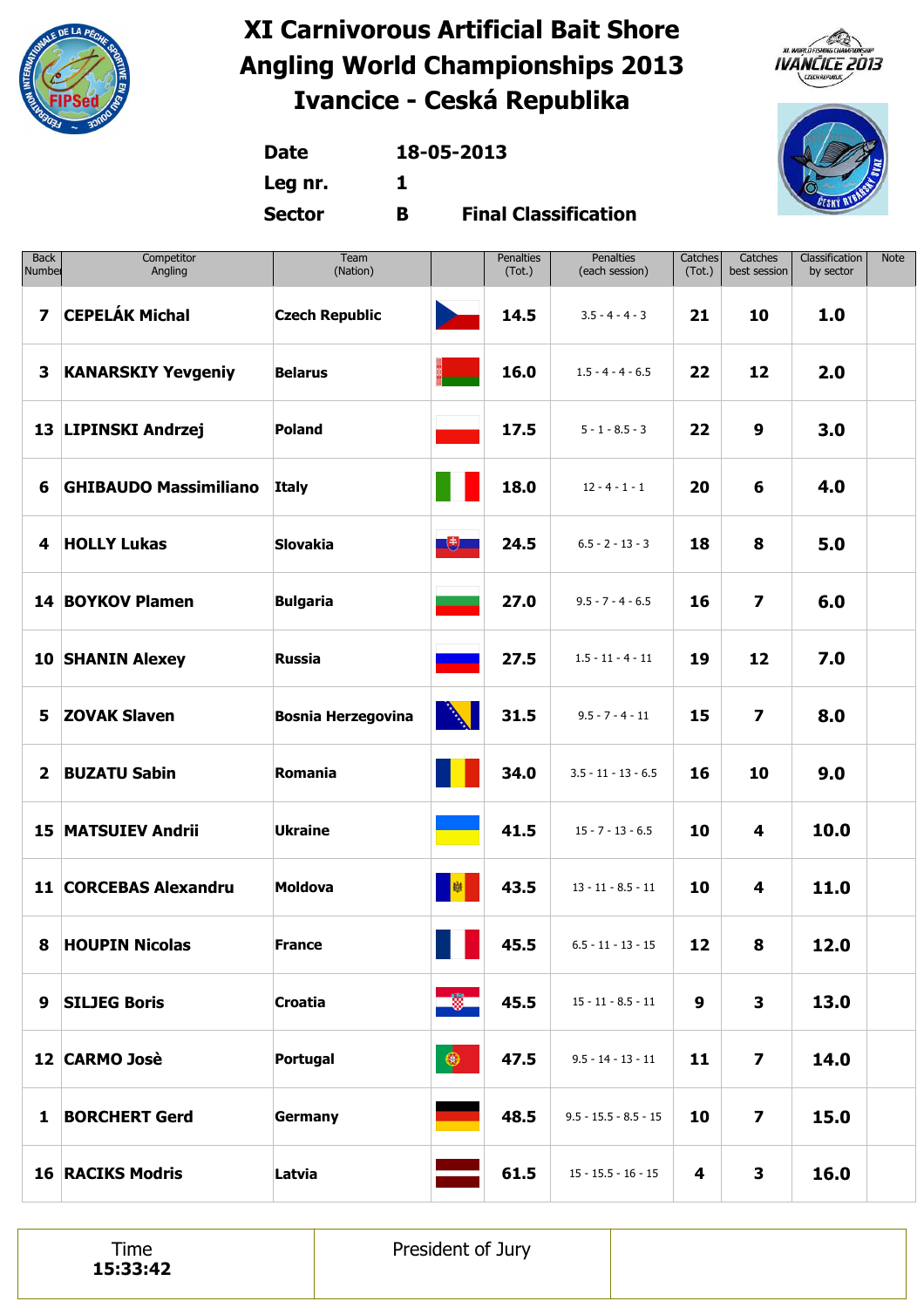# XI Carnivorous Artificial Bait Shore Angling World Championships 2013
# Ivancice - Ceská Republika

**Date** 18-05-2013

**Leg nr.** 1

**Sector** B **Final Classification**

| Back Number | Competitor Angling | Team (Nation) | | Penalties (Tot.) | Penalties (each session) | Catches (Tot.) | Catches best session | Classification by sector | Note |
|---|---|---|---|---|---|---|---|---|---|
| 7 | CEPELÁK Michal | Czech Republic | | 14.5 | 3.5 - 4 - 4 - 3 | 21 | 10 | 1.0 | |
| 3 | KANARSKIY Yevgeniy | Belarus | | 16.0 | 1.5 - 4 - 4 - 6.5 | 22 | 12 | 2.0 | |
| 13 | LIPINSKI Andrzej | Poland | | 17.5 | 5 - 1 - 8.5 - 3 | 22 | 9 | 3.0 | |
| 6 | GHIBAUDO Massimiliano | Italy | | 18.0 | 12 - 4 - 1 - 1 | 20 | 6 | 4.0 | |
| 4 | HOLLY Lukas | Slovakia | | 24.5 | 6.5 - 2 - 13 - 3 | 18 | 8 | 5.0 | |
| 14 | BOYKOV Plamen | Bulgaria | | 27.0 | 9.5 - 7 - 4 - 6.5 | 16 | 7 | 6.0 | |
| 10 | SHANIN Alexey | Russia | | 27.5 | 1.5 - 11 - 4 - 11 | 19 | 12 | 7.0 | |
| 5 | ZOVAK Slaven | Bosnia Herzegovina | | 31.5 | 9.5 - 7 - 4 - 11 | 15 | 7 | 8.0 | |
| 2 | BUZATU Sabin | Romania | | 34.0 | 3.5 - 11 - 13 - 6.5 | 16 | 10 | 9.0 | |
| 15 | MATSUIEV Andrii | Ukraine | | 41.5 | 15 - 7 - 13 - 6.5 | 10 | 4 | 10.0 | |
| 11 | CORCEBAS Alexandru | Moldova | | 43.5 | 13 - 11 - 8.5 - 11 | 10 | 4 | 11.0 | |
| 8 | HOUPIN Nicolas | France | | 45.5 | 6.5 - 11 - 13 - 15 | 12 | 8 | 12.0 | |
| 9 | SILJEG Boris | Croatia | | 45.5 | 15 - 11 - 8.5 - 11 | 9 | 3 | 13.0 | |
| 12 | CARMO Josè | Portugal | | 47.5 | 9.5 - 14 - 13 - 11 | 11 | 7 | 14.0 | |
| 1 | BORCHERT Gerd | Germany | | 48.5 | 9.5 - 15.5 - 8.5 - 15 | 10 | 7 | 15.0 | |
| 16 | RACIKS Modris | Latvia | | 61.5 | 15 - 15.5 - 16 - 15 | 4 | 3 | 16.0 | |

| Time **15:33:42** | President of Jury | |
|---|---|---|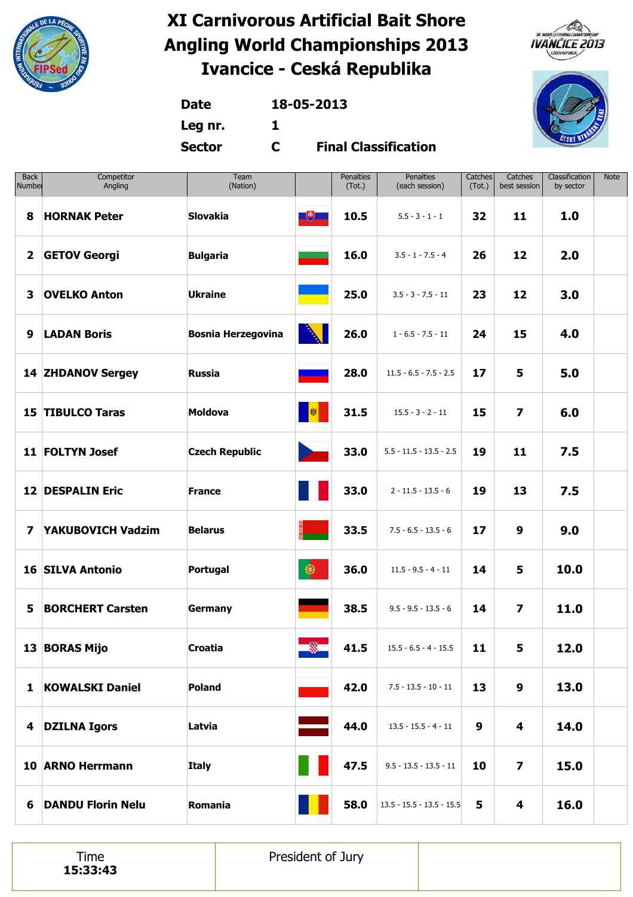# XI Carnivorous Artificial Bait Shore Angling World Championships 2013 Ivancice - Ceská Republika

**Date** 18-05-2013

**Leg nr.** 1

**Sector** C **Final Classification**

| Back Number | Competitor Angling | Team (Nation) | | Penalties (Tot.) | Penalties (each session) | Catches (Tot.) | Catches best session | Classification by sector | Note |
|---|---|---|---|---|---|---|---|---|---|
| 8 | HORNAK Peter | Slovakia | | 10.5 | 5.5 - 3 - 1 - 1 | 32 | 11 | 1.0 | |
| 2 | GETOV Georgi | Bulgaria | | 16.0 | 3.5 - 1 - 7.5 - 4 | 26 | 12 | 2.0 | |
| 3 | OVELKO Anton | Ukraine | | 25.0 | 3.5 - 3 - 7.5 - 11 | 23 | 12 | 3.0 | |
| 9 | LADAN Boris | Bosnia Herzegovina | | 26.0 | 1 - 6.5 - 7.5 - 11 | 24 | 15 | 4.0 | |
| 14 | ZHDANOV Sergey | Russia | | 28.0 | 11.5 - 6.5 - 7.5 - 2.5 | 17 | 5 | 5.0 | |
| 15 | TIBULCO Taras | Moldova | | 31.5 | 15.5 - 3 - 2 - 11 | 15 | 7 | 6.0 | |
| 11 | FOLTYN Josef | Czech Republic | | 33.0 | 5.5 - 11.5 - 13.5 - 2.5 | 19 | 11 | 7.5 | |
| 12 | DESPALIN Eric | France | | 33.0 | 2 - 11.5 - 13.5 - 6 | 19 | 13 | 7.5 | |
| 7 | YAKUBOVICH Vadzim | Belarus | | 33.5 | 7.5 - 6.5 - 13.5 - 6 | 17 | 9 | 9.0 | |
| 16 | SILVA Antonio | Portugal | | 36.0 | 11.5 - 9.5 - 4 - 11 | 14 | 5 | 10.0 | |
| 5 | BORCHERT Carsten | Germany | | 38.5 | 9.5 - 9.5 - 13.5 - 6 | 14 | 7 | 11.0 | |
| 13 | BORAS Mijo | Croatia | | 41.5 | 15.5 - 6.5 - 4 - 15.5 | 11 | 5 | 12.0 | |
| 1 | KOWALSKI Daniel | Poland | | 42.0 | 7.5 - 13.5 - 10 - 11 | 13 | 9 | 13.0 | |
| 4 | DZILNA Igors | Latvia | | 44.0 | 13.5 - 15.5 - 4 - 11 | 9 | 4 | 14.0 | |
| 10 | ARNO Herrmann | Italy | | 47.5 | 9.5 - 13.5 - 13.5 - 11 | 10 | 7 | 15.0 | |
| 6 | DANDU Florin Nelu | Romania | | 58.0 | 13.5 - 15.5 - 13.5 - 15.5 | 5 | 4 | 16.0 | |

| Time 15:33:43 | President of Jury | |
|---|---|---|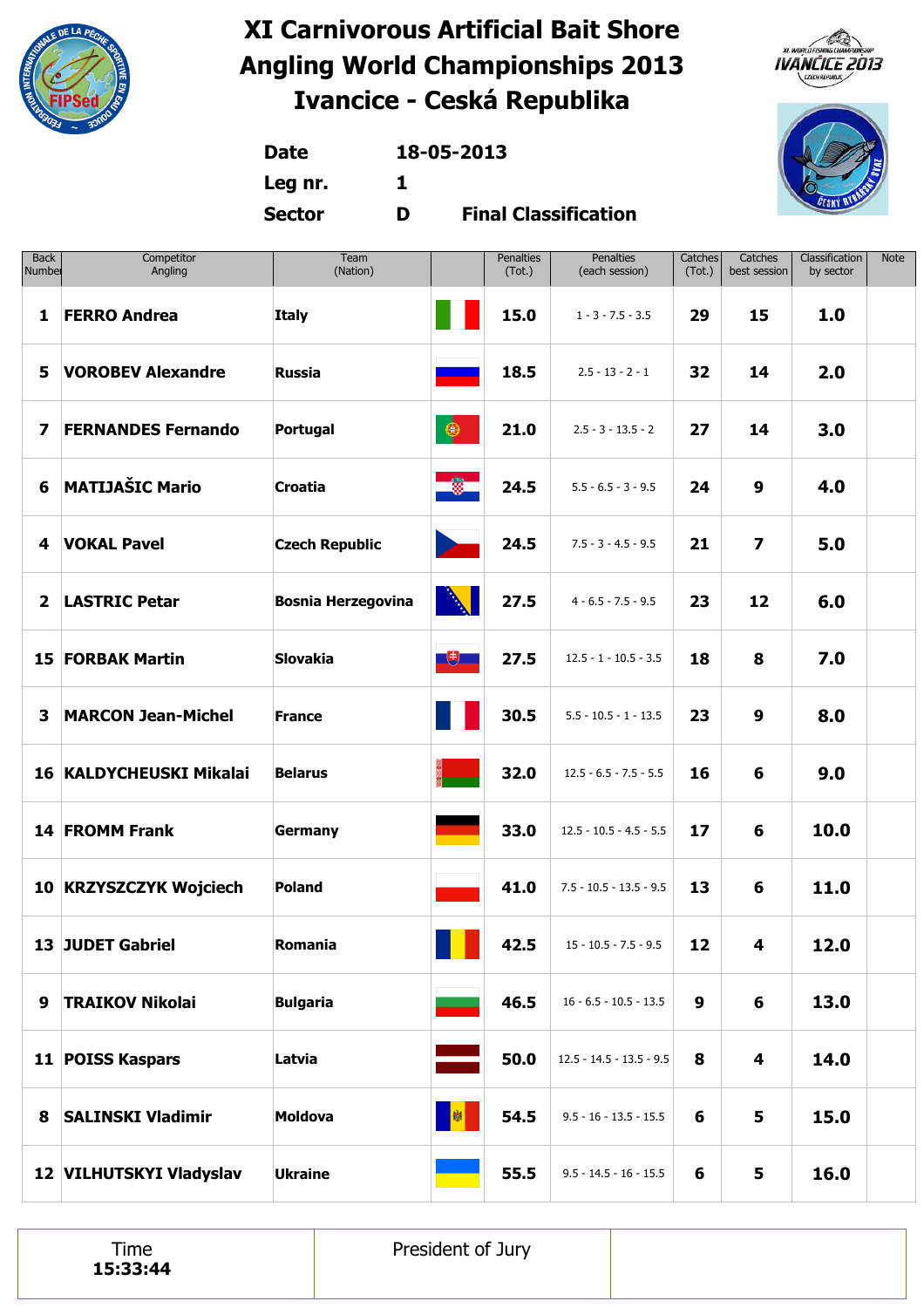# XI Carnivorous Artificial Bait Shore Angling World Championships 2013
# Ivancice - Ceská Republika

**Date** 18-05-2013
**Leg nr.** 1
**Sector** D **Final Classification**

| Back Number | Competitor Angling | Team (Nation) | | Penalties (Tot.) | Penalties (each session) | Catches (Tot.) | Catches best session | Classification by sector | Note |
|---|---|---|---|---|---|---|---|---|---|
| 1 | **FERRO Andrea** | **Italy** | | **15.0** | 1 - 3 - 7.5 - 3.5 | **29** | **15** | **1.0** | |
| 5 | **VOROBEV Alexandre** | **Russia** | | **18.5** | 2.5 - 13 - 2 - 1 | **32** | **14** | **2.0** | |
| 7 | **FERNANDES Fernando** | **Portugal** | | **21.0** | 2.5 - 3 - 13.5 - 2 | **27** | **14** | **3.0** | |
| 6 | **MATIJAŠIC Mario** | **Croatia** | | **24.5** | 5.5 - 6.5 - 3 - 9.5 | **24** | **9** | **4.0** | |
| 4 | **VOKAL Pavel** | **Czech Republic** | | **24.5** | 7.5 - 3 - 4.5 - 9.5 | **21** | **7** | **5.0** | |
| 2 | **LASTRIC Petar** | **Bosnia Herzegovina** | | **27.5** | 4 - 6.5 - 7.5 - 9.5 | **23** | **12** | **6.0** | |
| 15 | **FORBAK Martin** | **Slovakia** | | **27.5** | 12.5 - 1 - 10.5 - 3.5 | **18** | **8** | **7.0** | |
| 3 | **MARCON Jean-Michel** | **France** | | **30.5** | 5.5 - 10.5 - 1 - 13.5 | **23** | **9** | **8.0** | |
| 16 | **KALDYCHEUSKI Mikalai** | **Belarus** | | **32.0** | 12.5 - 6.5 - 7.5 - 5.5 | **16** | **6** | **9.0** | |
| 14 | **FROMM Frank** | **Germany** | | **33.0** | 12.5 - 10.5 - 4.5 - 5.5 | **17** | **6** | **10.0** | |
| 10 | **KRZYSZCZYK Wojciech** | **Poland** | | **41.0** | 7.5 - 10.5 - 13.5 - 9.5 | **13** | **6** | **11.0** | |
| 13 | **JUDET Gabriel** | **Romania** | | **42.5** | 15 - 10.5 - 7.5 - 9.5 | **12** | **4** | **12.0** | |
| 9 | **TRAIKOV Nikolai** | **Bulgaria** | | **46.5** | 16 - 6.5 - 10.5 - 13.5 | **9** | **6** | **13.0** | |
| 11 | **POISS Kaspars** | **Latvia** | | **50.0** | 12.5 - 14.5 - 13.5 - 9.5 | **8** | **4** | **14.0** | |
| 8 | **SALINSKI Vladimir** | **Moldova** | | **54.5** | 9.5 - 16 - 13.5 - 15.5 | **6** | **5** | **15.0** | |
| 12 | **VILHUTSKYI Vladyslav** | **Ukraine** | | **55.5** | 9.5 - 14.5 - 16 - 15.5 | **6** | **5** | **16.0** | |

| Time | President of Jury | |
|---|---|---|
| **15:33:44** | | |